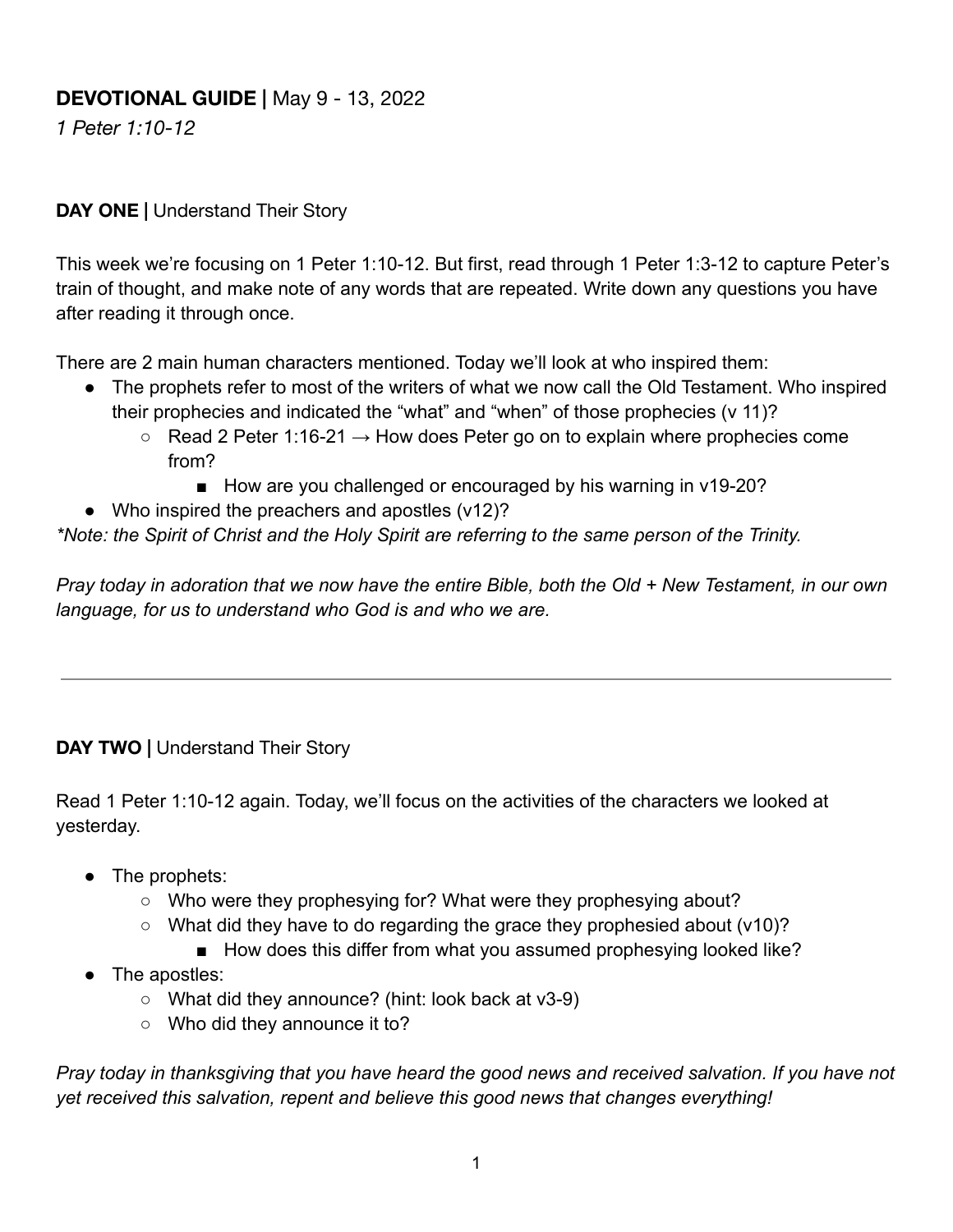**DEVOTIONAL GUIDE |** May 9 - 13, 2022

*1 Peter 1:10-12*

**DAY ONE |** Understand Their Story

This week we're focusing on 1 Peter 1:10-12. But first, read through 1 Peter 1:3-12 to capture Peter's train of thought, and make note of any words that are repeated. Write down any questions you have after reading it through once.

There are 2 main human characters mentioned. Today we'll look at who inspired them:

- The prophets refer to most of the writers of what we now call the Old Testament. Who inspired their prophecies and indicated the "what" and "when" of those prophecies (v 11)?
    - Read 2 Peter 1:16-21 → How does Peter go on to explain where prophecies come from?
        - How are you challenged or encouraged by his warning in v19-20?
- Who inspired the preachers and apostles (v12)?

*\*Note: the Spirit of Christ and the Holy Spirit are referring to the same person of the Trinity.*

*Pray today in adoration that we now have the entire Bible, both the Old + New Testament, in our own language, for us to understand who God is and who we are.*

---

**DAY TWO |** Understand Their Story

Read 1 Peter 1:10-12 again. Today, we'll focus on the activities of the characters we looked at yesterday.

- The prophets:
    - Who were they prophesying for? What were they prophesying about?
    - What did they have to do regarding the grace they prophesied about (v10)?
        - How does this differ from what you assumed prophesying looked like?
- The apostles:
    - What did they announce? (hint: look back at v3-9)
    - Who did they announce it to?

*Pray today in thanksgiving that you have heard the good news and received salvation. If you have not yet received this salvation, repent and believe this good news that changes everything!*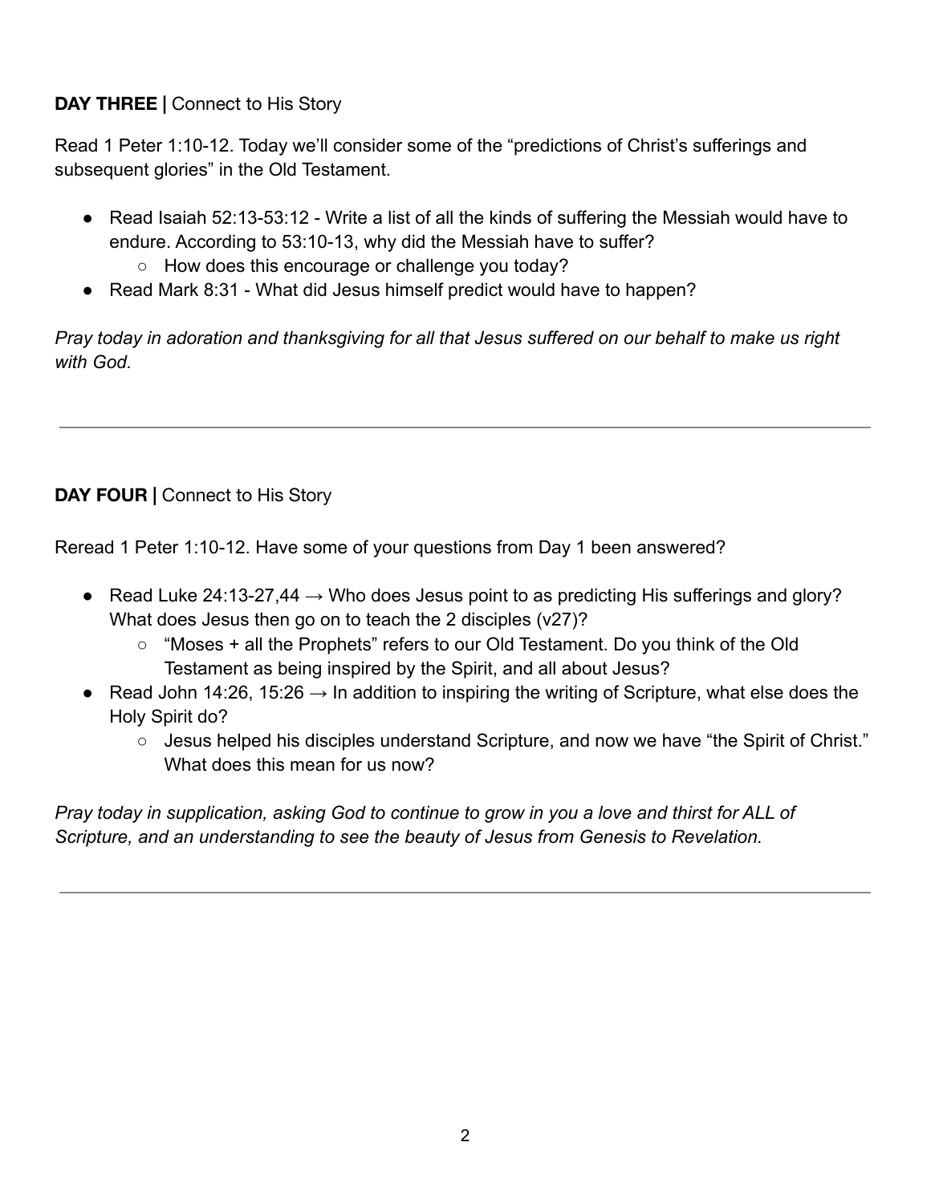**DAY THREE |** Connect to His Story

Read 1 Peter 1:10-12. Today we'll consider some of the "predictions of Christ's sufferings and subsequent glories" in the Old Testament.

- Read Isaiah 52:13-53:12 - Write a list of all the kinds of suffering the Messiah would have to endure. According to 53:10-13, why did the Messiah have to suffer?
  - How does this encourage or challenge you today?
- Read Mark 8:31 - What did Jesus himself predict would have to happen?

*Pray today in adoration and thanksgiving for all that Jesus suffered on our behalf to make us right with God.*

---

**DAY FOUR |** Connect to His Story

Reread 1 Peter 1:10-12. Have some of your questions from Day 1 been answered?

- Read Luke 24:13-27,44 → Who does Jesus point to as predicting His sufferings and glory? What does Jesus then go on to teach the 2 disciples (v27)?
  - "Moses + all the Prophets" refers to our Old Testament. Do you think of the Old Testament as being inspired by the Spirit, and all about Jesus?
- Read John 14:26, 15:26 → In addition to inspiring the writing of Scripture, what else does the Holy Spirit do?
  - Jesus helped his disciples understand Scripture, and now we have "the Spirit of Christ." What does this mean for us now?

*Pray today in supplication, asking God to continue to grow in you a love and thirst for ALL of Scripture, and an understanding to see the beauty of Jesus from Genesis to Revelation.*

---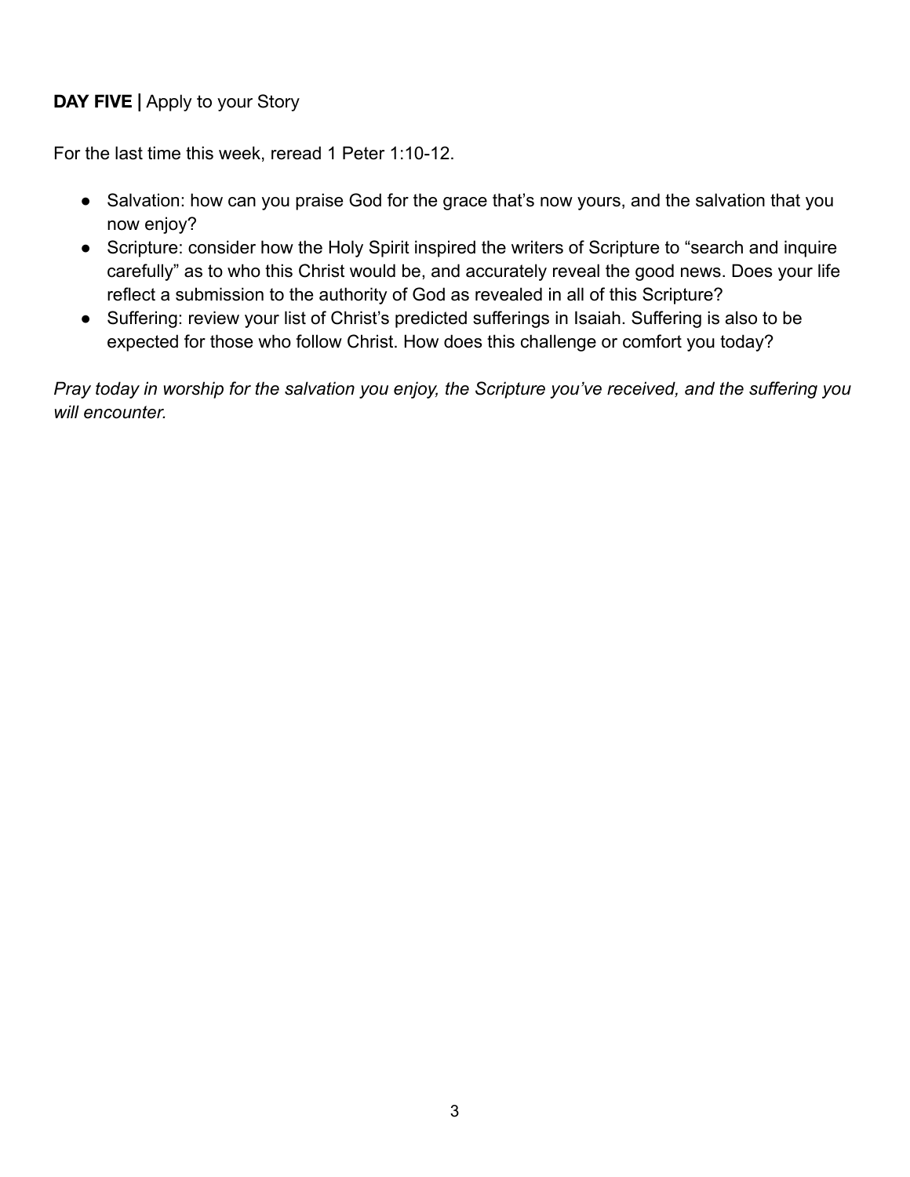**DAY FIVE |** Apply to your Story

For the last time this week, reread 1 Peter 1:10-12.

- Salvation: how can you praise God for the grace that's now yours, and the salvation that you now enjoy?
- Scripture: consider how the Holy Spirit inspired the writers of Scripture to "search and inquire carefully" as to who this Christ would be, and accurately reveal the good news. Does your life reflect a submission to the authority of God as revealed in all of this Scripture?
- Suffering: review your list of Christ's predicted sufferings in Isaiah. Suffering is also to be expected for those who follow Christ. How does this challenge or comfort you today?

*Pray today in worship for the salvation you enjoy, the Scripture you've received, and the suffering you will encounter.*